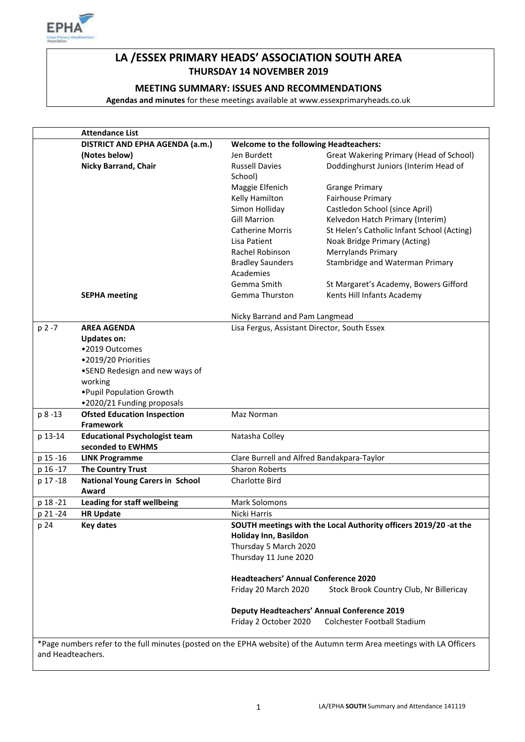# LA /ESSEX PRIMARY HEADS' ASSOCIATION SOUTH AREA

**THURSDAY 14 NOVEMBER 2019**

**MEETING SUMMARY: ISSUES AND RECOMMENDATIONS**

**Agendas and minutes** for these meetings available at www.essexprimaryheads.co.uk

| | **Attendance List** | | |
|---|---|---|---|
| | **DISTRICT AND EPHA AGENDA (a.m.)** | **Welcome to the following Headteachers:** | |
| | **(Notes below)** | Jen Burdett | Great Wakering Primary (Head of School) |
| | **Nicky Barrand, Chair** | Russell Davies | Doddinghurst Juniors (Interim Head of School) |
| | | Maggie Elfenich | Grange Primary |
| | | Kelly Hamilton | Fairhouse Primary |
| | | Simon Holliday | Castledon School (since April) |
| | | Gill Marrion | Kelvedon Hatch Primary (Interim) |
| | | Catherine Morris | St Helen's Catholic Infant School (Acting) |
| | | Lisa Patient | Noak Bridge Primary (Acting) |
| | | Rachel Robinson | Merrylands Primary |
| | | Bradley Saunders | Stambridge and Waterman Primary Academies |
| | | Gemma Smith | St Margaret's Academy, Bowers Gifford |
| | **SEPHA meeting** | Gemma Thurston | Kents Hill Infants Academy |
| | | Nicky Barrand and Pam Langmead | |
| p 2 -7 | **AREA AGENDA**<br>**Updates on:**<br>•2019 Outcomes<br>•2019/20 Priorities<br>•SEND Redesign and new ways of working<br>•Pupil Population Growth<br>•2020/21 Funding proposals | Lisa Fergus, Assistant Director, South Essex | |
| p 8 -13 | **Ofsted Education Inspection Framework** | Maz Norman | |
| p 13-14 | **Educational Psychologist team seconded to EWHMS** | Natasha Colley | |
| p 15 -16 | **LINK Programme** | Clare Burrell and Alfred Bandakpara-Taylor | |
| p 16 -17 | **The Country Trust** | Sharon Roberts | |
| p 17 -18 | **National Young Carers in School Award** | Charlotte Bird | |
| p 18 -21 | **Leading for staff wellbeing** | Mark Solomons | |
| p 21 -24 | **HR Update** | Nicki Harris | |
| p 24 | **Key dates** | **SOUTH meetings with the Local Authority officers 2019/20 -at the Holiday Inn, Basildon**<br>Thursday 5 March 2020<br>Thursday 11 June 2020<br><br>**Headteachers' Annual Conference 2020**<br>Friday 20 March 2020 Stock Brook Country Club, Nr Billericay<br><br>**Deputy Headteachers' Annual Conference 2019**<br>Friday 2 October 2020 Colchester Football Stadium | |

*Page numbers refer to the full minutes (posted on the EPHA website) of the Autumn term Area meetings with LA Officers and Headteachers.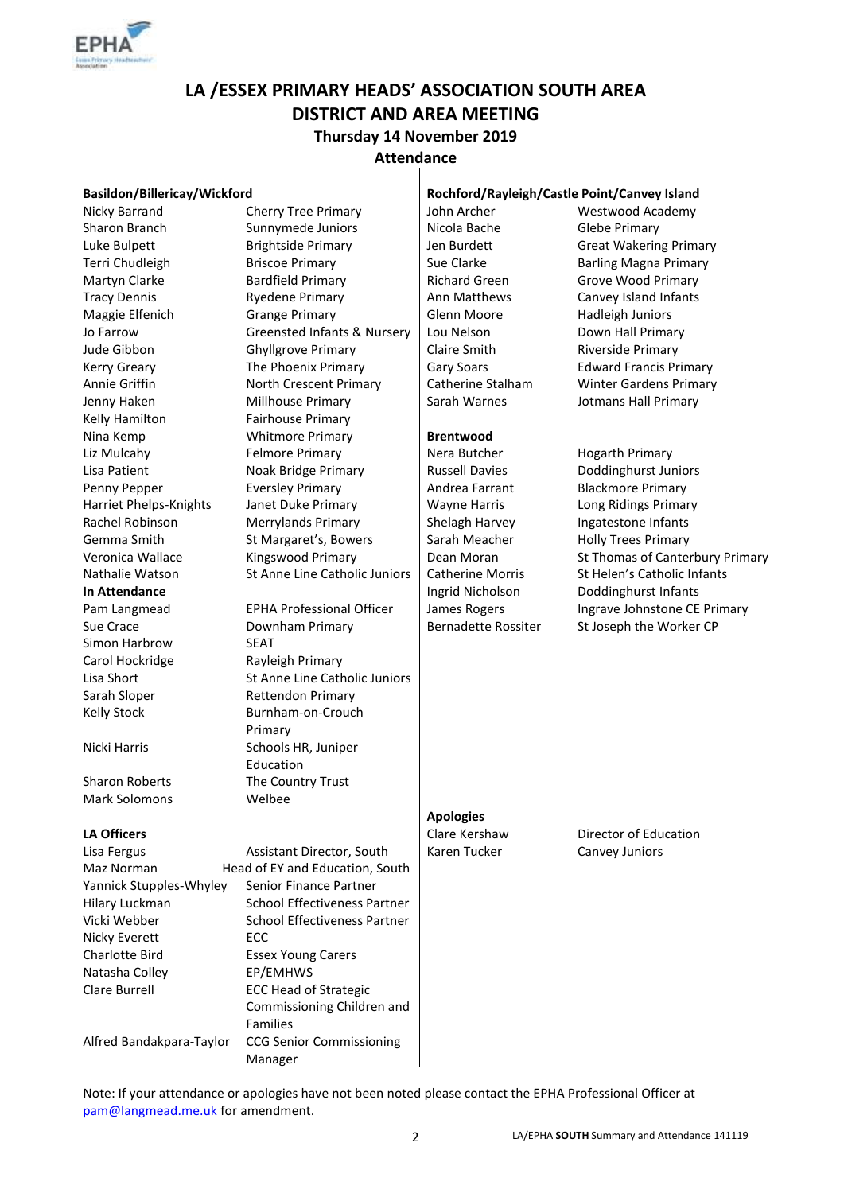# LA /ESSEX PRIMARY HEADS' ASSOCIATION SOUTH AREA DISTRICT AND AREA MEETING

## Thursday 14 November 2019

## Attendance

**Basildon/Billericay/Wickford**

| | |
|---|---|
| Nicky Barrand | Cherry Tree Primary |
| Sharon Branch | Sunnymede Juniors |
| Luke Bulpett | Brightside Primary |
| Terri Chudleigh | Briscoe Primary |
| Martyn Clarke | Bardfield Primary |
| Tracy Dennis | Ryedene Primary |
| Maggie Elfenich | Grange Primary |
| Jo Farrow | Greensted Infants & Nursery |
| Jude Gibbon | Ghyllgrove Primary |
| Kerry Greary | The Phoenix Primary |
| Annie Griffin | North Crescent Primary |
| Jenny Haken | Millhouse Primary |
| Kelly Hamilton | Fairhouse Primary |
| Nina Kemp | Whitmore Primary |
| Liz Mulcahy | Felmore Primary |
| Lisa Patient | Noak Bridge Primary |
| Penny Pepper | Eversley Primary |
| Harriet Phelps-Knights | Janet Duke Primary |
| Rachel Robinson | Merrylands Primary |
| Gemma Smith | St Margaret's, Bowers |
| Veronica Wallace | Kingswood Primary |
| Nathalie Watson | St Anne Line Catholic Juniors |

**In Attendance**

| | |
|---|---|
| Pam Langmead | EPHA Professional Officer |
| Sue Crace | Downham Primary |
| Simon Harbrow | SEAT |
| Carol Hockridge | Rayleigh Primary |
| Lisa Short | St Anne Line Catholic Juniors |
| Sarah Sloper | Rettendon Primary |
| Kelly Stock | Burnham-on-Crouch Primary |
| Nicki Harris | Schools HR, Juniper Education |
| Sharon Roberts | The Country Trust |
| Mark Solomons | Welbee |

**LA Officers**

| | |
|---|---|
| Lisa Fergus | Assistant Director, South |
| Maz Norman | Head of EY and Education, South |
| Yannick Stupples-Whyley | Senior Finance Partner |
| Hilary Luckman | School Effectiveness Partner |
| Vicki Webber | School Effectiveness Partner |
| Nicky Everett | ECC |
| Charlotte Bird | Essex Young Carers |
| Natasha Colley | EP/EMHWS |
| Clare Burrell | ECC Head of Strategic Commissioning Children and Families |
| Alfred Bandakpara-Taylor | CCG Senior Commissioning Manager |

**Rochford/Rayleigh/Castle Point/Canvey Island**

| | |
|---|---|
| John Archer | Westwood Academy |
| Nicola Bache | Glebe Primary |
| Jen Burdett | Great Wakering Primary |
| Sue Clarke | Barling Magna Primary |
| Richard Green | Grove Wood Primary |
| Ann Matthews | Canvey Island Infants |
| Glenn Moore | Hadleigh Juniors |
| Lou Nelson | Down Hall Primary |
| Claire Smith | Riverside Primary |
| Gary Soars | Edward Francis Primary |
| Catherine Stalham | Winter Gardens Primary |
| Sarah Warnes | Jotmans Hall Primary |

**Brentwood**

| | |
|---|---|
| Nera Butcher | Hogarth Primary |
| Russell Davies | Doddinghurst Juniors |
| Andrea Farrant | Blackmore Primary |
| Wayne Harris | Long Ridings Primary |
| Shelagh Harvey | Ingatestone Infants |
| Sarah Meacher | Holly Trees Primary |
| Dean Moran | St Thomas of Canterbury Primary |
| Catherine Morris | St Helen's Catholic Infants |
| Ingrid Nicholson | Doddinghurst Infants |
| James Rogers | Ingrave Johnstone CE Primary |
| Bernadette Rossiter | St Joseph the Worker CP |

**Apologies**

| | |
|---|---|
| Clare Kershaw | Director of Education |
| Karen Tucker | Canvey Juniors |

Note: If your attendance or apologies have not been noted please contact the EPHA Professional Officer at pam@langmead.me.uk for amendment.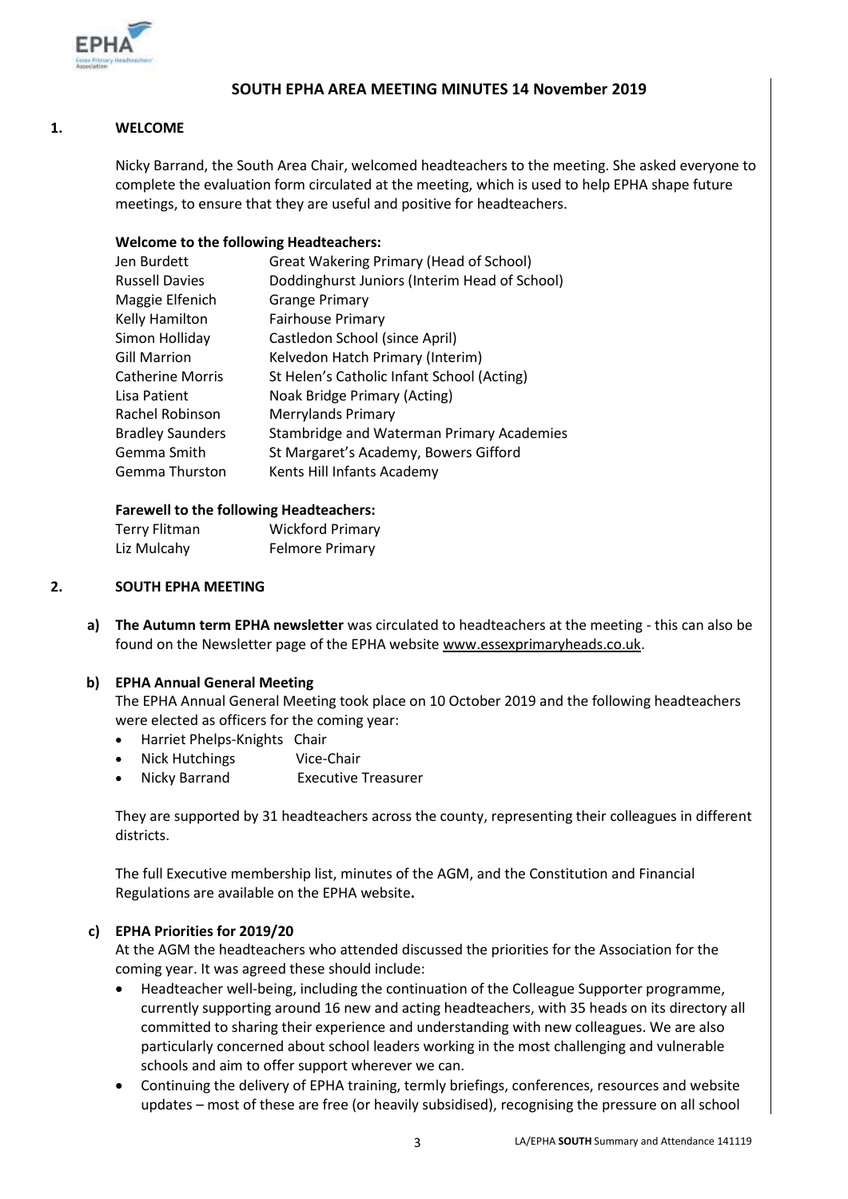## SOUTH EPHA AREA MEETING MINUTES 14 November 2019

### 1. WELCOME

Nicky Barrand, the South Area Chair, welcomed headteachers to the meeting. She asked everyone to complete the evaluation form circulated at the meeting, which is used to help EPHA shape future meetings, to ensure that they are useful and positive for headteachers.

**Welcome to the following Headteachers:**

| | |
|---|---|
| Jen Burdett | Great Wakering Primary (Head of School) |
| Russell Davies | Doddinghurst Juniors (Interim Head of School) |
| Maggie Elfenich | Grange Primary |
| Kelly Hamilton | Fairhouse Primary |
| Simon Holliday | Castledon School (since April) |
| Gill Marrion | Kelvedon Hatch Primary (Interim) |
| Catherine Morris | St Helen's Catholic Infant School (Acting) |
| Lisa Patient | Noak Bridge Primary (Acting) |
| Rachel Robinson | Merrylands Primary |
| Bradley Saunders | Stambridge and Waterman Primary Academies |
| Gemma Smith | St Margaret's Academy, Bowers Gifford |
| Gemma Thurston | Kents Hill Infants Academy |

**Farewell to the following Headteachers:**

| | |
|---|---|
| Terry Flitman | Wickford Primary |
| Liz Mulcahy | Felmore Primary |

### 2. SOUTH EPHA MEETING

**a) The Autumn term EPHA newsletter** was circulated to headteachers at the meeting - this can also be found on the Newsletter page of the EPHA website www.essexprimaryheads.co.uk.

**b) EPHA Annual General Meeting**

The EPHA Annual General Meeting took place on 10 October 2019 and the following headteachers were elected as officers for the coming year:

- Harriet Phelps-Knights Chair
- Nick Hutchings Vice-Chair
- Nicky Barrand Executive Treasurer

They are supported by 31 headteachers across the county, representing their colleagues in different districts.

The full Executive membership list, minutes of the AGM, and the Constitution and Financial Regulations are available on the EPHA website**.**

**c) EPHA Priorities for 2019/20**

At the AGM the headteachers who attended discussed the priorities for the Association for the coming year. It was agreed these should include:

- Headteacher well-being, including the continuation of the Colleague Supporter programme, currently supporting around 16 new and acting headteachers, with 35 heads on its directory all committed to sharing their experience and understanding with new colleagues. We are also particularly concerned about school leaders working in the most challenging and vulnerable schools and aim to offer support wherever we can.
- Continuing the delivery of EPHA training, termly briefings, conferences, resources and website updates – most of these are free (or heavily subsidised), recognising the pressure on all school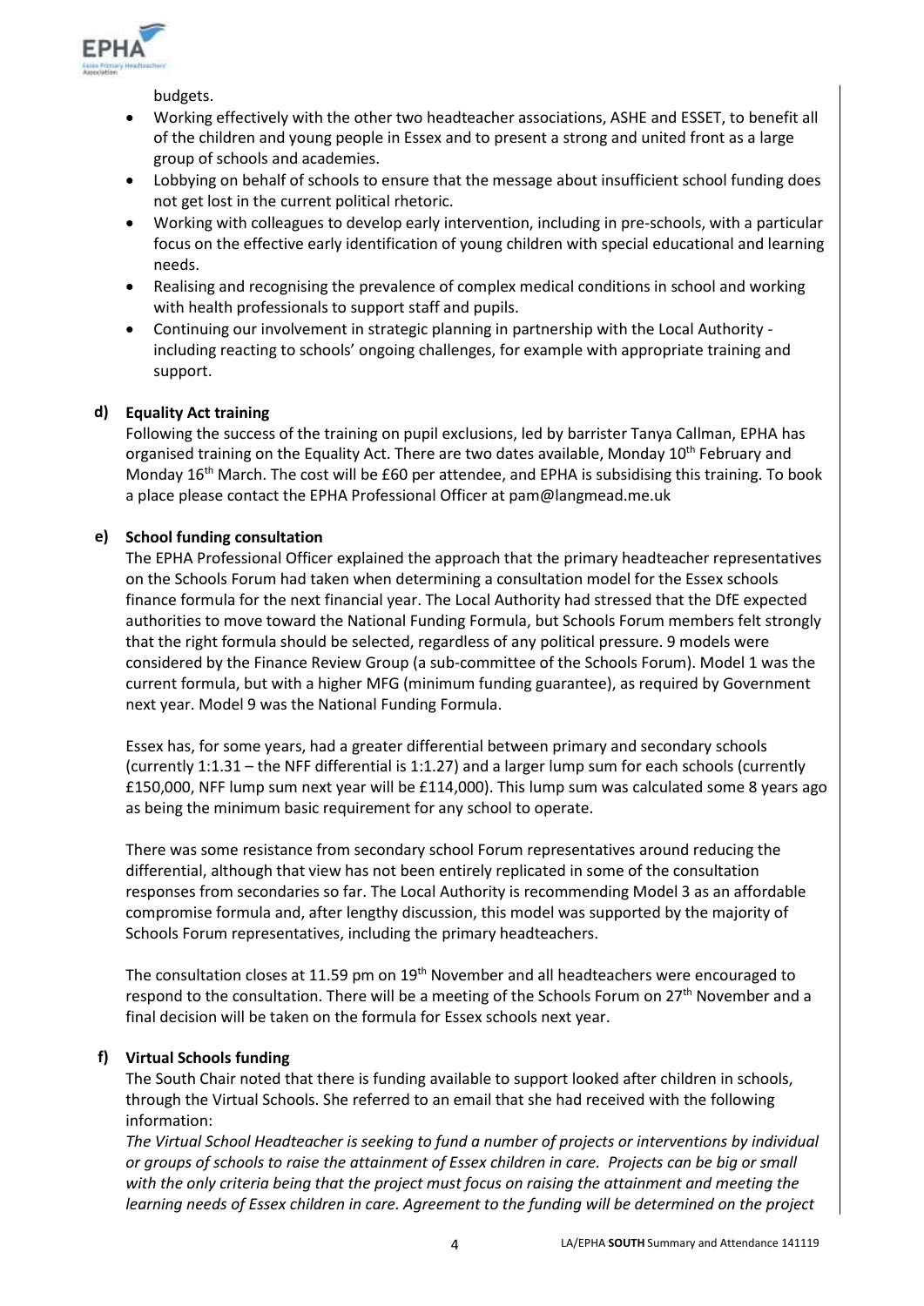budgets.

- Working effectively with the other two headteacher associations, ASHE and ESSET, to benefit all of the children and young people in Essex and to present a strong and united front as a large group of schools and academies.
- Lobbying on behalf of schools to ensure that the message about insufficient school funding does not get lost in the current political rhetoric.
- Working with colleagues to develop early intervention, including in pre-schools, with a particular focus on the effective early identification of young children with special educational and learning needs.
- Realising and recognising the prevalence of complex medical conditions in school and working with health professionals to support staff and pupils.
- Continuing our involvement in strategic planning in partnership with the Local Authority - including reacting to schools' ongoing challenges, for example with appropriate training and support.

**d) Equality Act training**

Following the success of the training on pupil exclusions, led by barrister Tanya Callman, EPHA has organised training on the Equality Act. There are two dates available, Monday 10th February and Monday 16th March. The cost will be £60 per attendee, and EPHA is subsidising this training. To book a place please contact the EPHA Professional Officer at pam@langmead.me.uk

**e) School funding consultation**

The EPHA Professional Officer explained the approach that the primary headteacher representatives on the Schools Forum had taken when determining a consultation model for the Essex schools finance formula for the next financial year. The Local Authority had stressed that the DfE expected authorities to move toward the National Funding Formula, but Schools Forum members felt strongly that the right formula should be selected, regardless of any political pressure. 9 models were considered by the Finance Review Group (a sub-committee of the Schools Forum). Model 1 was the current formula, but with a higher MFG (minimum funding guarantee), as required by Government next year. Model 9 was the National Funding Formula.

Essex has, for some years, had a greater differential between primary and secondary schools (currently 1:1.31 – the NFF differential is 1:1.27) and a larger lump sum for each schools (currently £150,000, NFF lump sum next year will be £114,000). This lump sum was calculated some 8 years ago as being the minimum basic requirement for any school to operate.

There was some resistance from secondary school Forum representatives around reducing the differential, although that view has not been entirely replicated in some of the consultation responses from secondaries so far. The Local Authority is recommending Model 3 as an affordable compromise formula and, after lengthy discussion, this model was supported by the majority of Schools Forum representatives, including the primary headteachers.

The consultation closes at 11.59 pm on 19th November and all headteachers were encouraged to respond to the consultation. There will be a meeting of the Schools Forum on 27th November and a final decision will be taken on the formula for Essex schools next year.

**f) Virtual Schools funding**

The South Chair noted that there is funding available to support looked after children in schools, through the Virtual Schools. She referred to an email that she had received with the following information:

*The Virtual School Headteacher is seeking to fund a number of projects or interventions by individual or groups of schools to raise the attainment of Essex children in care. Projects can be big or small with the only criteria being that the project must focus on raising the attainment and meeting the learning needs of Essex children in care. Agreement to the funding will be determined on the project*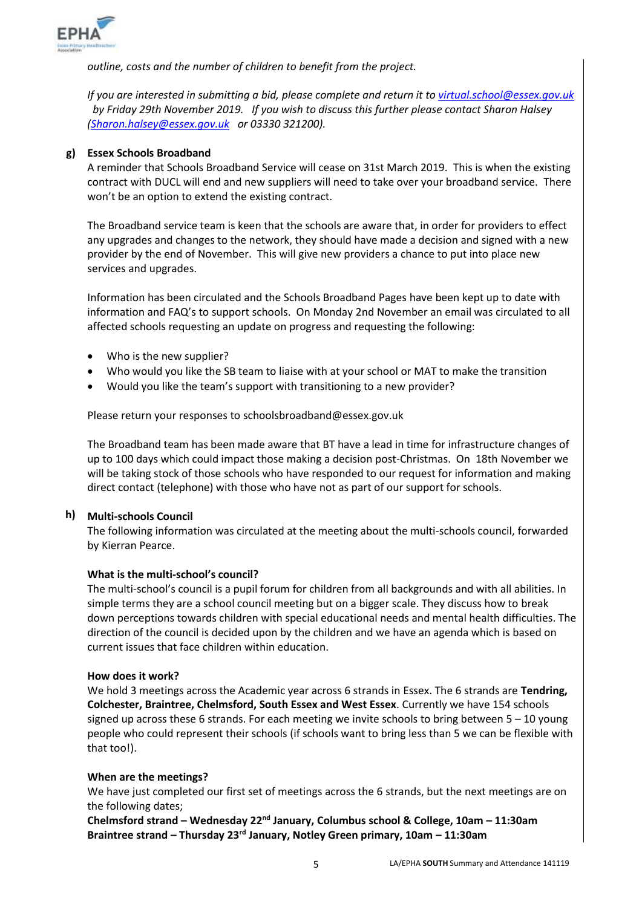*outline, costs and the number of children to benefit from the project.*

*If you are interested in submitting a bid, please complete and return it to [virtual.school@essex.gov.uk](mailto:virtual.school@essex.gov.uk) by Friday 29th November 2019. If you wish to discuss this further please contact Sharon Halsey ([Sharon.halsey@essex.gov.uk](mailto:Sharon.halsey@essex.gov.uk) or 03330 321200).*

**g) Essex Schools Broadband**

A reminder that Schools Broadband Service will cease on 31st March 2019. This is when the existing contract with DUCL will end and new suppliers will need to take over your broadband service. There won't be an option to extend the existing contract.

The Broadband service team is keen that the schools are aware that, in order for providers to effect any upgrades and changes to the network, they should have made a decision and signed with a new provider by the end of November. This will give new providers a chance to put into place new services and upgrades.

Information has been circulated and the Schools Broadband Pages have been kept up to date with information and FAQ's to support schools. On Monday 2nd November an email was circulated to all affected schools requesting an update on progress and requesting the following:

- Who is the new supplier?
- Who would you like the SB team to liaise with at your school or MAT to make the transition
- Would you like the team's support with transitioning to a new provider?

Please return your responses to schoolsbroadband@essex.gov.uk

The Broadband team has been made aware that BT have a lead in time for infrastructure changes of up to 100 days which could impact those making a decision post-Christmas. On 18th November we will be taking stock of those schools who have responded to our request for information and making direct contact (telephone) with those who have not as part of our support for schools.

**h) Multi-schools Council**

The following information was circulated at the meeting about the multi-schools council, forwarded by Kierran Pearce.

**What is the multi-school's council?**

The multi-school's council is a pupil forum for children from all backgrounds and with all abilities. In simple terms they are a school council meeting but on a bigger scale. They discuss how to break down perceptions towards children with special educational needs and mental health difficulties. The direction of the council is decided upon by the children and we have an agenda which is based on current issues that face children within education.

**How does it work?**

We hold 3 meetings across the Academic year across 6 strands in Essex. The 6 strands are **Tendring, Colchester, Braintree, Chelmsford, South Essex and West Essex**. Currently we have 154 schools signed up across these 6 strands. For each meeting we invite schools to bring between 5 – 10 young people who could represent their schools (if schools want to bring less than 5 we can be flexible with that too!).

**When are the meetings?**

We have just completed our first set of meetings across the 6 strands, but the next meetings are on the following dates;

**Chelmsford strand – Wednesday 22nd January, Columbus school & College, 10am – 11:30am**
**Braintree strand – Thursday 23rd January, Notley Green primary, 10am – 11:30am**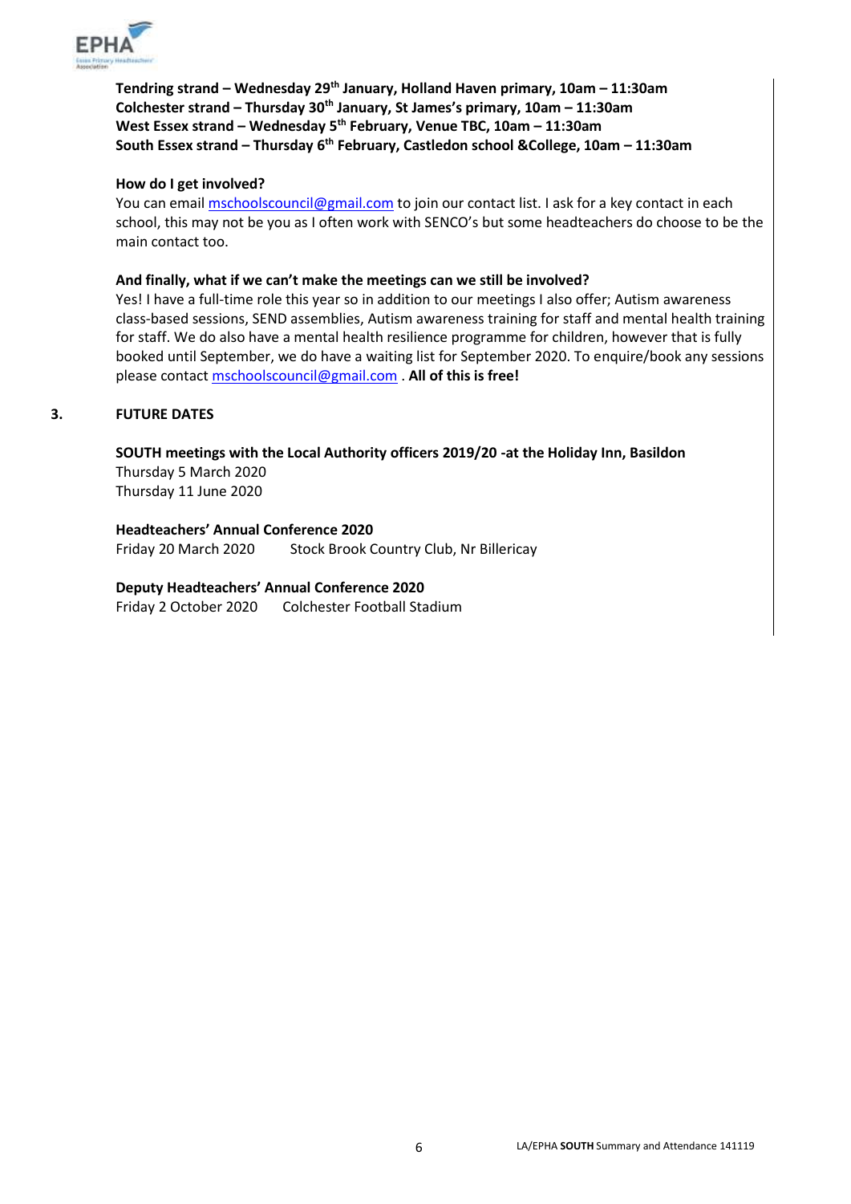**Tendring strand – Wednesday 29th January, Holland Haven primary, 10am – 11:30am**
**Colchester strand – Thursday 30th January, St James's primary, 10am – 11:30am**
**West Essex strand – Wednesday 5th February, Venue TBC, 10am – 11:30am**
**South Essex strand – Thursday 6th February, Castledon school &College, 10am – 11:30am**

**How do I get involved?**

You can email mschoolscouncil@gmail.com to join our contact list. I ask for a key contact in each school, this may not be you as I often work with SENCO's but some headteachers do choose to be the main contact too.

**And finally, what if we can't make the meetings can we still be involved?**

Yes! I have a full-time role this year so in addition to our meetings I also offer; Autism awareness class-based sessions, SEND assemblies, Autism awareness training for staff and mental health training for staff. We do also have a mental health resilience programme for children, however that is fully booked until September, we do have a waiting list for September 2020. To enquire/book any sessions please contact mschoolscouncil@gmail.com . **All of this is free!**

## 3. FUTURE DATES

**SOUTH meetings with the Local Authority officers 2019/20 -at the Holiday Inn, Basildon**

Thursday 5 March 2020
Thursday 11 June 2020

**Headteachers' Annual Conference 2020**

Friday 20 March 2020 Stock Brook Country Club, Nr Billericay

**Deputy Headteachers' Annual Conference 2020**

Friday 2 October 2020 Colchester Football Stadium